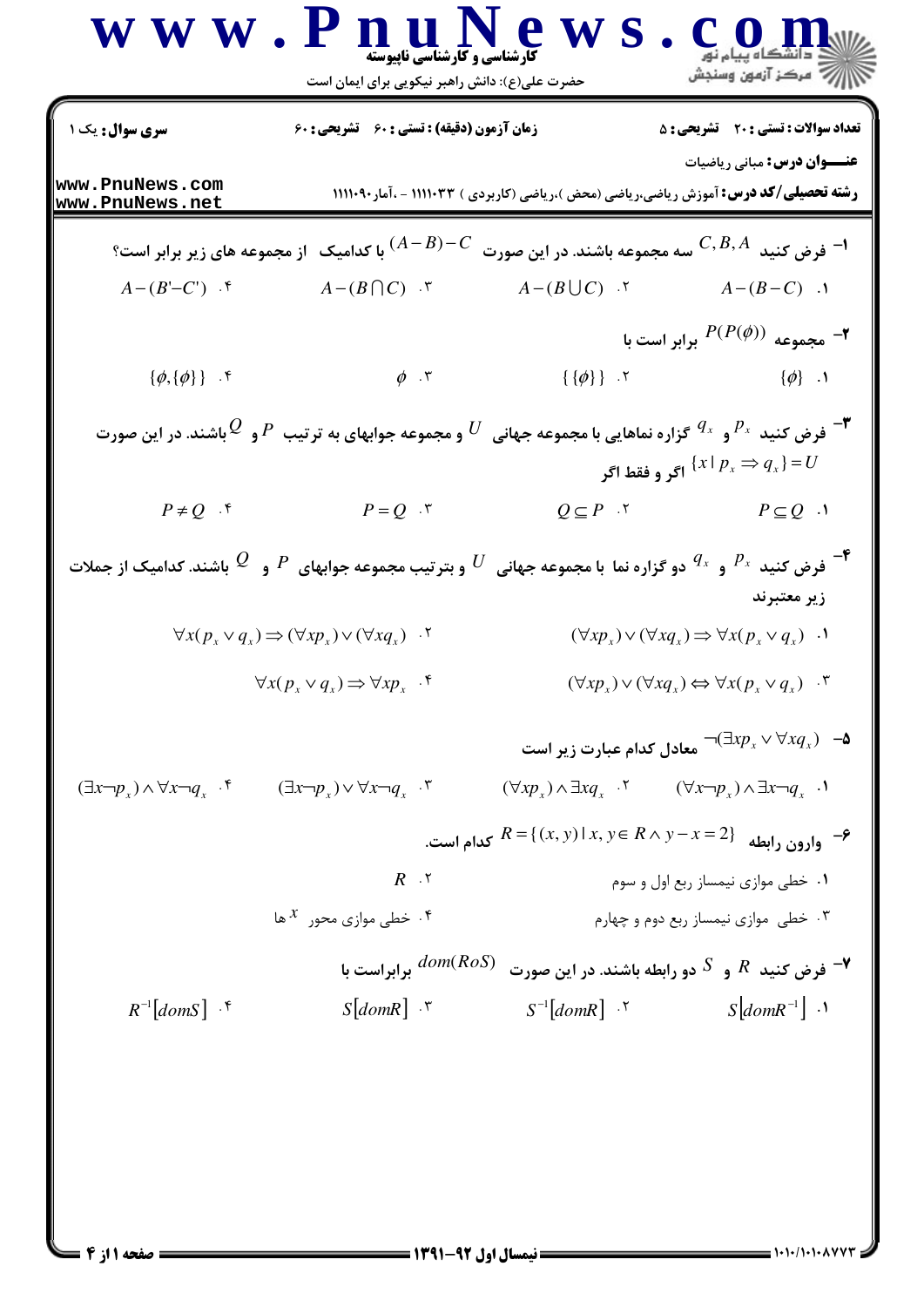**سری سوال:** یک ۱

**زمان آزمون (دقیقه) : تستی :** ۶۰ **تشریحی :** ۶۰

**تعداد سوالات : تستی :** ۲۰ **تشریحی :** ۵

**عنـــوان درس:** مبانی ریاضیات

**رشته تحصیلی/کد درس:** آموزش ریاضی،ریاضی (محض )،ریاضی (کاربردی ) ۱۱۱۱۰۳۳ - ،آمار۱۱۱۱۰۹۰

۱- فرض کنید $C, B, A$ سه مجموعه باشند. در این صورت $(A-B)-C$ با کدامیک از مجموعه های زیر برابر است؟

۱. $A-(B-C)$

۲. $A-(B\bigcup C)$

۳. $A-(B\bigcap C)$

۴. $A-(B'-C')$

۲- مجموعه $P(P(\phi))$ برابر است با

۱. $\{\phi\}$

۲. $\{\{\phi\}\}$

۳. $\phi$

۴. $\{\phi,\{\phi\}\}$

۳- فرض کنید $p_x$ و $q_x$ گزاره نماهایی با مجموعه جهانی $U$ و مجموعه جوابهای به ترتیب $P$ و $Q$ باشند. در این صورت $\{x \mid p_x \Rightarrow q_x\}=U$ اگر و فقط اگر

۱. $P\subseteq Q$

۲. $Q\subseteq P$

۳. $P=Q$

۴. $P\neq Q$

۴- فرض کنید $p_x$ و $q_x$ دو گزاره نما با مجموعه جهانی $U$ و بترتیب مجموعه جوابهای $P$ و $Q$ باشند. کدامیک از جملات زیر معتبرند

۱. $(\forall x p_x)\vee(\forall x q_x)\Rightarrow \forall x(p_x\vee q_x)$

۲. $\forall x(p_x\vee q_x)\Rightarrow(\forall x p_x)\vee(\forall x q_x)$

۳. $(\forall x p_x)\vee(\forall x q_x)\Leftrightarrow \forall x(p_x\vee q_x)$

۴. $\forall x(p_x\vee q_x)\Rightarrow \forall x p_x$

۵- $\neg(\exists x p_x\vee\forall x q_x)$ معادل کدام عبارت زیر است

۱. $(\forall x\neg p_x)\wedge\exists x\neg q_x$

۲. $(\forall x p_x)\wedge\exists x q_x$

۳. $(\exists x\neg p_x)\vee\forall x\neg q_x$

۴. $(\exists x\neg p_x)\wedge\forall x\neg q_x$

۶- وارون رابطه $R=\{(x,y) \mid x,y\in R\wedge y-x=2\}$ کدام است.

۱. خطی موازی نیمساز ربع اول و سوم

۲. $R$

۳. خطی موازی نیمساز ربع دوم و چهارم

۴. خطی موازی محور $x$ ها

۷- فرض کنید $R$ و $S$ دو رابطه باشند. در این صورت $dom(RoS)$ برابراست با

۱. $S\left[domR^{-1}\right]$

۲. $S^{-1}[domR]$

۳. $S[domR]$

۴. $R^{-1}[domS]$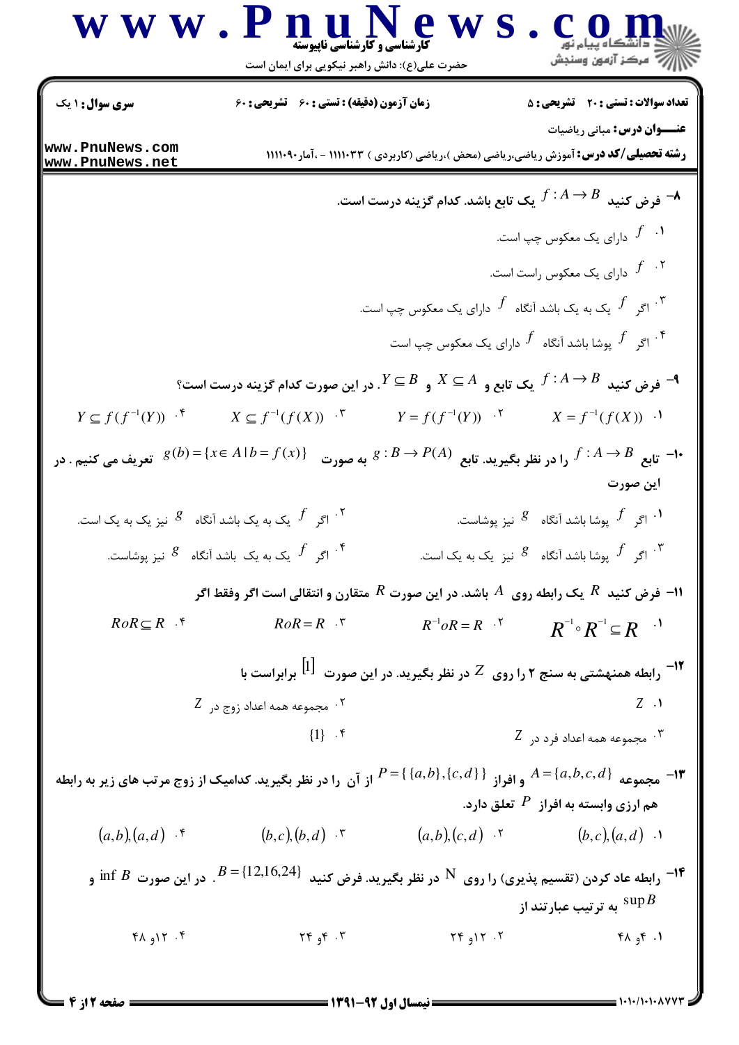۸- فرض کنید $f : A \to B$ یک تابع باشد. کدام گزینه درست است.

۱. $f$ دارای یک معکوس چپ است.

۲. $f$ دارای یک معکوس راست است.

۳. اگر $f$ یک به یک باشد آنگاه $f$ دارای یک معکوس چپ است.

۴. اگر $f$ پوشا باشد آنگاه $f$ دارای یک معکوس چپ است

۹- فرض کنید $f : A \to B$ یک تابع و $X \subseteq A$ و $Y \subseteq B$. در این صورت کدام گزینه درست است؟

۱. $X = f^{-1}(f(X))$

۲. $Y = f(f^{-1}(Y))$

۳. $X \subseteq f^{-1}(f(X))$

۴. $Y \subseteq f(f^{-1}(Y))$

۱۰- تابع $f : A \to B$ را در نظر بگیرید. تابع $g : B \to P(A)$ به صورت $g(b) = \{x \in A \mid b = f(x)\}$ تعریف می کنیم . در این صورت

۱. اگر $f$ پوشا باشد آنگاه $g$ نیز پوشاست.

۲. اگر $f$ یک به یک باشد آنگاه $g$ نیز یک به یک است.

۳. اگر $f$ پوشا باشد آنگاه $g$ نیز یک به یک است.

۴. اگر $f$ یک به یک باشد آنگاه $g$ نیز پوشاست.

۱۱- فرض کنید $R$ یک رابطه روی $A$ باشد. در این صورت $R$ متقارن و انتقالی است اگر وفقط اگر

۱. $R^{-1} \circ R^{-1} \subseteq R$

۲. $R^{-1} o R = R$

۳. $R o R = R$

۴. $R o R \subseteq R$

۱۲- رابطه همنهشتی به سنج ۲ را روی $Z$ در نظر بگیرید. در این صورت $[1]$ برابراست با

۱. $Z$

۲. مجموعه همه اعداد زوج در $Z$

۳. مجموعه همه اعداد فرد در $Z$

۴. $\{1\}$

۱۳- مجموعه $A = \{a, b, c, d\}$ و افراز $P = \{\{a, b\}, \{c, d\}\}$ از آن را در نظر بگیرید. کدامیک از زوج مرتب های زیر به رابطه هم ارزی وابسته به افراز $P$ تعلق دارد.

۱. $(b, c), (a, d)$

۲. $(a, b), (c, d)$

۳. $(b, c), (b, d)$

۴. $(a, b), (a, d)$

۱۴- رابطه عاد کردن (تقسیم پذیری) را روی $\mathbb{N}$ در نظر بگیرید. فرض کنید $B = \{12, 16, 24\}$. در این صورت $\inf B$ و $\sup B$ به ترتیب عبارتند از

۱. ۴ و ۴۸

۲. ۱۲ و ۲۴

۳. ۴ و ۲۴

۴. ۱۲ و ۴۸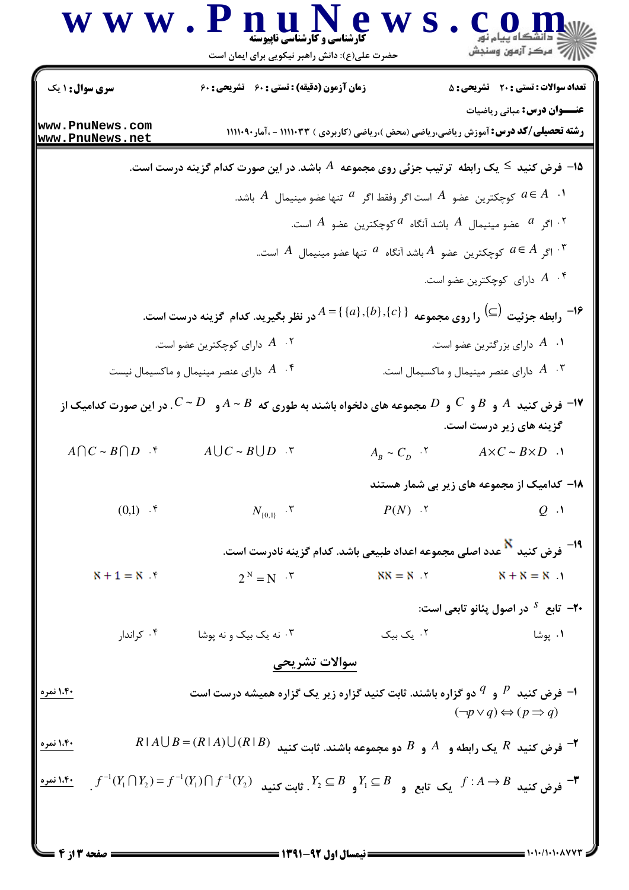۱۵- فرض کنید $\leq$ یک رابطه ترتیب جزئی روی مجموعه $A$ باشد. در این صورت کدام گزینه درست است.

۱. $a \in A$ کوچکترین عضو $A$ است اگر وفقط اگر $a$ تنها عضو مینیمال $A$ باشد.

۲. اگر $a$ عضو مینیمال $A$ باشد آنگاه $a$ کوچکترین عضو $A$ است.

۳. اگر $a \in A$ کوچکترین عضو $A$ باشد آنگاه $a$ تنها عضو مینیمال $A$ است.

۴. $A$ دارای کوچکترین عضو است.

۱۶- رابطه جزئیت $(\subseteq)$ را روی مجموعه $A = \{\{a\},\{b\},\{c\}\}$ در نظر بگیرید. کدام گزینه درست است.

۱. $A$ دارای بزرگترین عضو است.

۲. $A$ دارای کوچکترین عضو است.

۳. $A$ دارای عنصر مینیمال و ماکسیمال است.

۴. $A$ دارای عنصر مینیمال و ماکسیمال نیست

۱۷- فرض کنید $A$ و $B$ و $C$ و $D$ مجموعه های دلخواه باشند به طوری که $A \sim B$ و $C \sim D$. در این صورت کدامیک از گزینه های زیر درست است.

۱. $A \times C \sim B \times D$

۲. $A_B \sim C_D$

۳. $A \cup C \sim B \cup D$

۴. $A \cap C \sim B \cap D$

۱۸- کدامیک از مجموعه های زیر بی شمار هستند

۱. $Q$

۲. $P(N)$

۳. $N_{\{0,1\}}$

۴. $(0,1)$

۱۹- فرض کنید $\aleph$ عدد اصلی مجموعه اعداد طبیعی باشد. کدام گزینه نادرست است.

۱. $\aleph + \aleph = \aleph$

۲. $\aleph\aleph = \aleph$

۳. $2^{\aleph} = \aleph$

۴. $\aleph + 1 = \aleph$

۲۰- تابع $s$ در اصول پئانو تابعی است:

۱. پوشا

۲. یک بیک

۳. نه یک بیک و نه پوشا

۴. کراندار

## سوالات تشریحی

۱- فرض کنید $p$ و $q$ دو گزاره باشند. ثابت کنید گزاره زیر یک گزاره همیشه درست است (۱،۴۰ نمره)

$$(\neg p \vee q) \Leftrightarrow (p \Rightarrow q)$$

۲- فرض کنید $R$ یک رابطه و $A$ و $B$ دو مجموعه باشند. ثابت کنید $R \mid A \cup B = (R \mid A) \cup (R \mid B)$ (۱،۴۰ نمره)

۳- فرض کنید $f : A \rightarrow B$ یک تابع و $Y_1 \subseteq B$ و $Y_2 \subseteq B$. ثابت کنید $f^{-1}(Y_1 \cap Y_2) = f^{-1}(Y_1) \cap f^{-1}(Y_2)$. (۱،۴۰ نمره)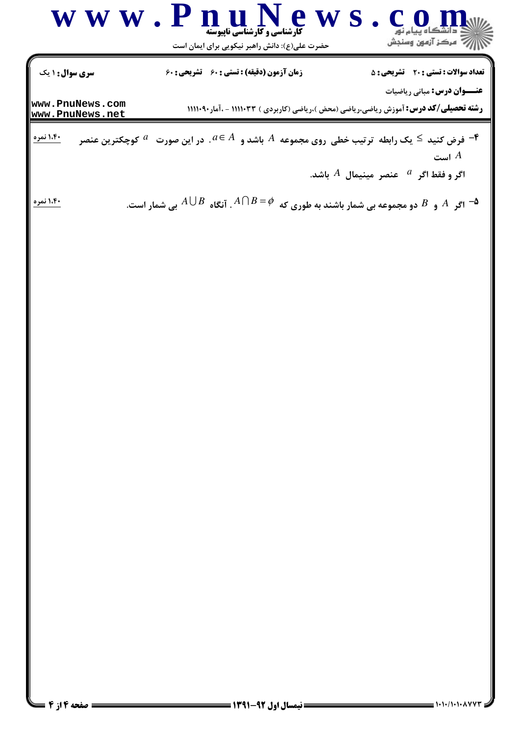**سری سوال:** ۱ یک | **زمان آزمون (دقیقه) :** تستی : ۶۰ تشریحی : ۶۰ | **تعداد سوالات :** تستی : ۲۰ تشریحی : ۵

**عنـــوان درس:** مبانی ریاضیات

**رشته تحصیلی/کد درس:** آموزش ریاضی،ریاضی (محض )،ریاضی (کاربردی ) ۱۱۱۱۰۳۳ - ،آمار۱۱۱۱۰۹۰

۴- فرض کنید $\leq$ یک رابطه ترتیب خطی روی مجموعه $A$ باشد و $a \in A$. در این صورت $a$ کوچکترین عنصر $A$ است اگر و فقط اگر $a$ عنصر مینیمال $A$ باشد. (۱،۴۰ نمره)

۵- اگر $A$ و $B$ دو مجموعه بی شمار باشند به طوری که $A \cap B = \phi$. آنگاه $A \cup B$ بی شمار است. (۱،۴۰ نمره)